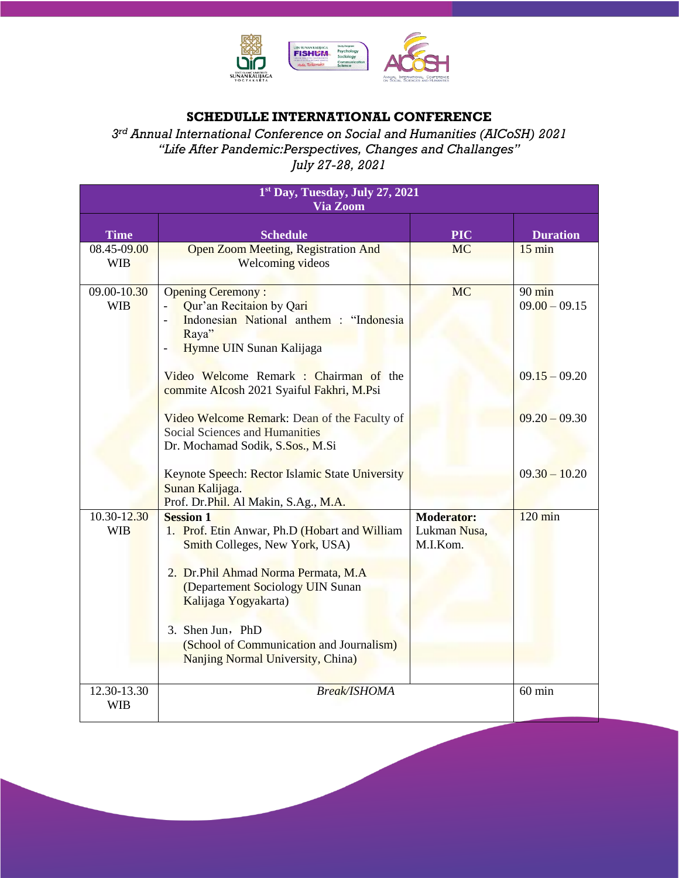## SCHEDULLE INTERNATIONAL CONFERENCE

*3rd Annual International Conference on Social and Humanities (AICoSH) 2021*
*"Life After Pandemic:Perspectives, Changes and Challanges"*
*July 27-28, 2021*

| **1st Day, Tuesday, July 27, 2021 Via Zoom** | | | |
|---|---|---|---|
| **Time** | **Schedule** | **PIC** | **Duration** |
| 08.45-09.00 WIB | Open Zoom Meeting, Registration And Welcoming videos | MC | 15 min |
| 09.00-10.30 WIB | Opening Ceremony :<br>- Qur'an Recitaion by Qari<br>- Indonesian National anthem : "Indonesia Raya"<br>- Hymne UIN Sunan Kalijaga | MC | 90 min<br>09.00 – 09.15 |
| | Video Welcome Remark : Chairman of the commite AIcosh 2021 Syaiful Fakhri, M.Psi | | 09.15 – 09.20 |
| | Video Welcome Remark: Dean of the Faculty of Social Sciences and Humanities<br>Dr. Mochamad Sodik, S.Sos., M.Si | | 09.20 – 09.30 |
| | Keynote Speech: Rector Islamic State University Sunan Kalijaga.<br>Prof. Dr.Phil. Al Makin, S.Ag., M.A. | | 09.30 – 10.20 |
| 10.30-12.30 WIB | **Session 1**<br>1. Prof. Etin Anwar, Ph.D (Hobart and William Smith Colleges, New York, USA)<br>2. Dr.Phil Ahmad Norma Permata, M.A (Departement Sociology UIN Sunan Kalijaga Yogyakarta)<br>3. Shen Jun，PhD (School of Communication and Journalism) Nanjing Normal University, China) | **Moderator:** Lukman Nusa, M.I.Kom. | 120 min |
| 12.30-13.30 WIB | *Break/ISHOMA* | | 60 min |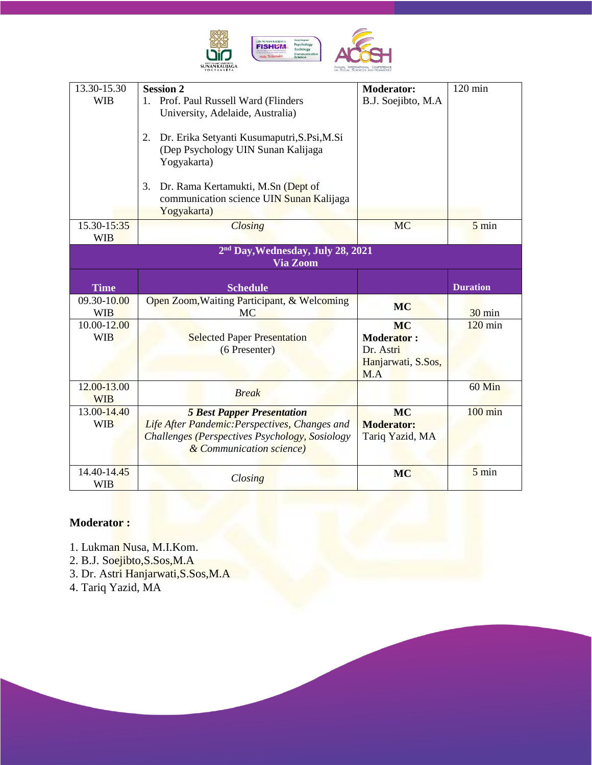| | | | |
|---|---|---|---|
| 13.30-15.30 WIB | **Session 2** 1. Prof. Paul Russell Ward (Flinders University, Adelaide, Australia) 2. Dr. Erika Setyanti Kusumaputri,S.Psi,M.Si (Dep Psychology UIN Sunan Kalijaga Yogyakarta) 3. Dr. Rama Kertamukti, M.Sn (Dept of communication science UIN Sunan Kalijaga Yogyakarta) | **Moderator:** B.J. Soejibto, M.A | 120 min |
| 15.30-15:35 WIB | *Closing* | MC | 5 min |
| **2nd Day,Wednesday, July 28, 2021 Via Zoom** | | | |
| **Time** | **Schedule** | | **Duration** |
| 09.30-10.00 WIB | Open Zoom,Waiting Participant, & Welcoming MC | **MC** | 30 min |
| 10.00-12.00 WIB | Selected Paper Presentation (6 Presenter) | **MC** **Moderator :** Dr. Astri Hanjarwati, S.Sos, M.A | 120 min |
| 12.00-13.00 WIB | *Break* | | 60 Min |
| 13.00-14.40 WIB | ***5 Best Papper Presentation*** *Life After Pandemic:Perspectives, Changes and Challenges (Perspectives Psychology, Sosiology & Communication science)* | **MC** **Moderator:** Tariq Yazid, MA | 100 min |
| 14.40-14.45 WIB | *Closing* | **MC** | 5 min |

**Moderator :**

1. Lukman Nusa, M.I.Kom.
2. B.J. Soejibto,S.Sos,M.A
3. Dr. Astri Hanjarwati,S.Sos,M.A
4. Tariq Yazid, MA